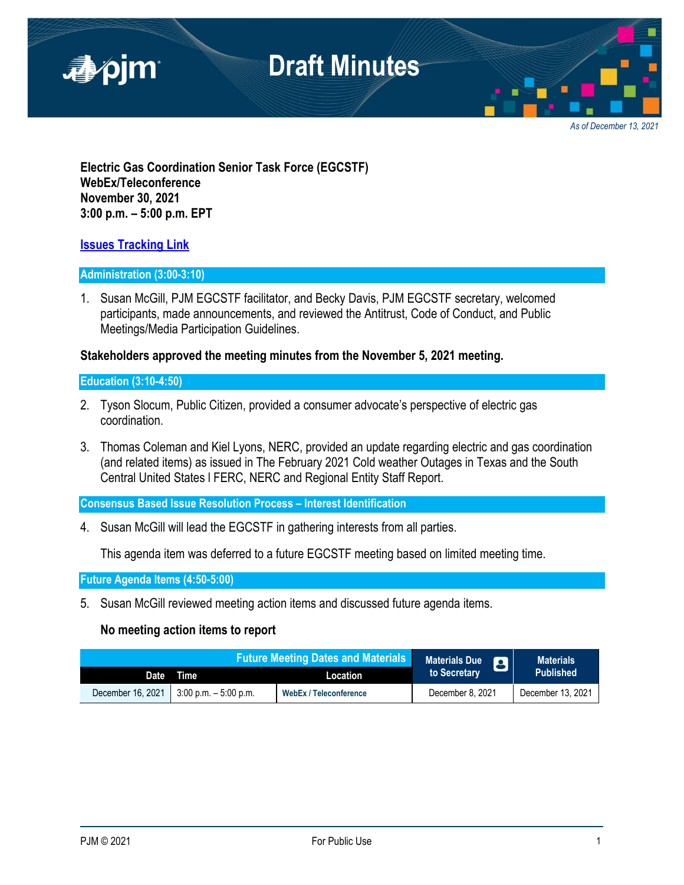# Draft Minutes

*As of December 13, 2021*

**Electric Gas Coordination Senior Task Force (EGCSTF)**
**WebEx/Teleconference**
**November 30, 2021**
**3:00 p.m. – 5:00 p.m. EPT**

**Issues Tracking Link**

## Administration (3:00-3:10)

1. Susan McGill, PJM EGCSTF facilitator, and Becky Davis, PJM EGCSTF secretary, welcomed participants, made announcements, and reviewed the Antitrust, Code of Conduct, and Public Meetings/Media Participation Guidelines.

**Stakeholders approved the meeting minutes from the November 5, 2021 meeting.**

## Education (3:10-4:50)

2. Tyson Slocum, Public Citizen, provided a consumer advocate's perspective of electric gas coordination.

3. Thomas Coleman and Kiel Lyons, NERC, provided an update regarding electric and gas coordination (and related items) as issued in The February 2021 Cold weather Outages in Texas and the South Central United States l FERC, NERC and Regional Entity Staff Report.

## Consensus Based Issue Resolution Process – Interest Identification

4. Susan McGill will lead the EGCSTF in gathering interests from all parties.

   This agenda item was deferred to a future EGCSTF meeting based on limited meeting time.

## Future Agenda Items (4:50-5:00)

5. Susan McGill reviewed meeting action items and discussed future agenda items.

   **No meeting action items to report**

| Future Meeting Dates and Materials | | | Materials Due to Secretary | Materials Published |
|---|---|---|---|---|
| Date | Time | Location | | |
| December 16, 2021 | 3:00 p.m. – 5:00 p.m. | WebEx / Teleconference | December 8, 2021 | December 13, 2021 |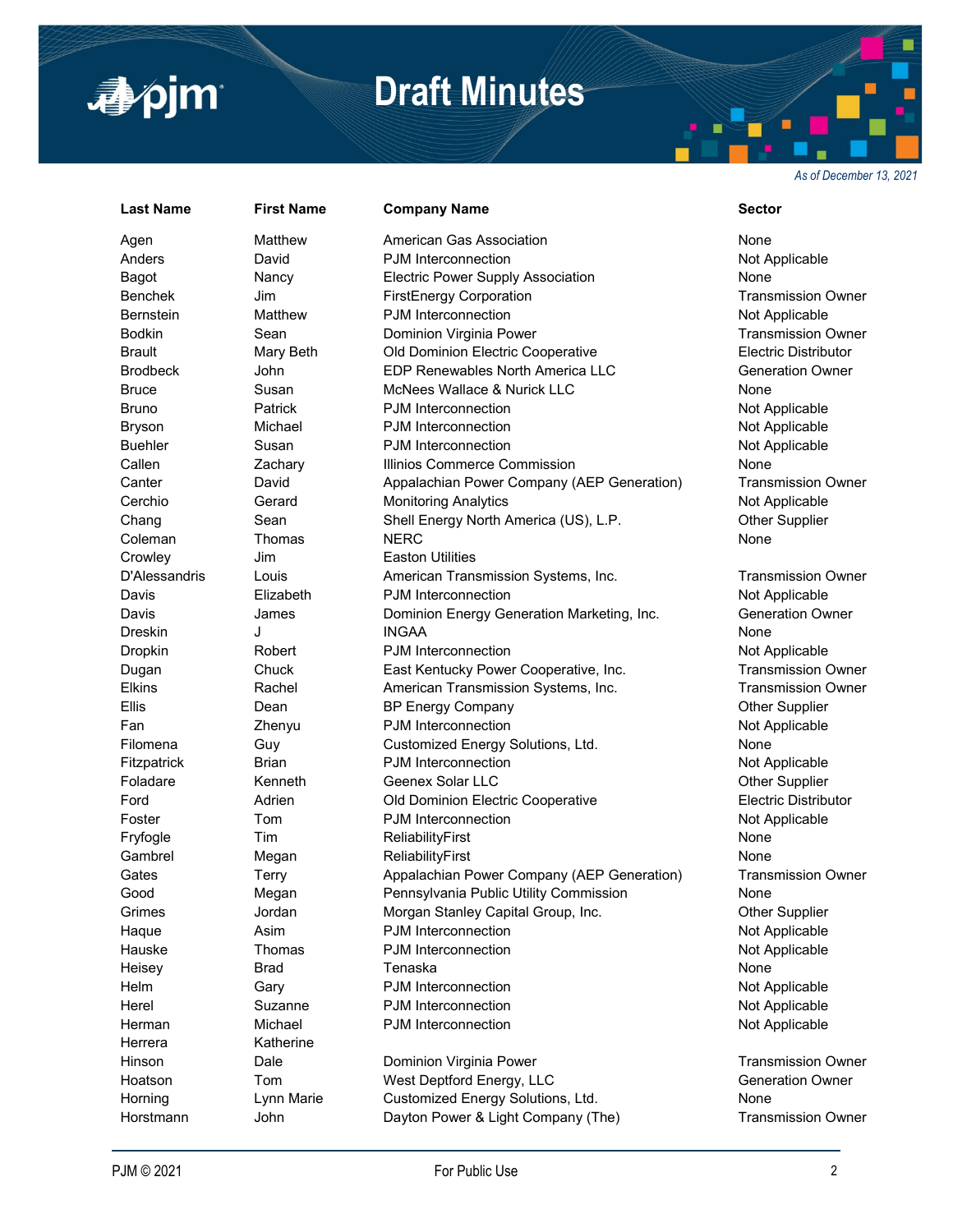# Draft Minutes

*As of December 13, 2021*

| Last Name | First Name | Company Name | Sector |
|---|---|---|---|
| Agen | Matthew | American Gas Association | None |
| Anders | David | PJM Interconnection | Not Applicable |
| Bagot | Nancy | Electric Power Supply Association | None |
| Benchek | Jim | FirstEnergy Corporation | Transmission Owner |
| Bernstein | Matthew | PJM Interconnection | Not Applicable |
| Bodkin | Sean | Dominion Virginia Power | Transmission Owner |
| Brault | Mary Beth | Old Dominion Electric Cooperative | Electric Distributor |
| Brodbeck | John | EDP Renewables North America LLC | Generation Owner |
| Bruce | Susan | McNees Wallace & Nurick LLC | None |
| Bruno | Patrick | PJM Interconnection | Not Applicable |
| Bryson | Michael | PJM Interconnection | Not Applicable |
| Buehler | Susan | PJM Interconnection | Not Applicable |
| Callen | Zachary | Illinios Commerce Commission | None |
| Canter | David | Appalachian Power Company (AEP Generation) | Transmission Owner |
| Cerchio | Gerard | Monitoring Analytics | Not Applicable |
| Chang | Sean | Shell Energy North America (US), L.P. | Other Supplier |
| Coleman | Thomas | NERC | None |
| Crowley | Jim | Easton Utilities | |
| D'Alessandris | Louis | American Transmission Systems, Inc. | Transmission Owner |
| Davis | Elizabeth | PJM Interconnection | Not Applicable |
| Davis | James | Dominion Energy Generation Marketing, Inc. | Generation Owner |
| Dreskin | J | INGAA | None |
| Dropkin | Robert | PJM Interconnection | Not Applicable |
| Dugan | Chuck | East Kentucky Power Cooperative, Inc. | Transmission Owner |
| Elkins | Rachel | American Transmission Systems, Inc. | Transmission Owner |
| Ellis | Dean | BP Energy Company | Other Supplier |
| Fan | Zhenyu | PJM Interconnection | Not Applicable |
| Filomena | Guy | Customized Energy Solutions, Ltd. | None |
| Fitzpatrick | Brian | PJM Interconnection | Not Applicable |
| Foladare | Kenneth | Geenex Solar LLC | Other Supplier |
| Ford | Adrien | Old Dominion Electric Cooperative | Electric Distributor |
| Foster | Tom | PJM Interconnection | Not Applicable |
| Fryfogle | Tim | ReliabilityFirst | None |
| Gambrel | Megan | ReliabilityFirst | None |
| Gates | Terry | Appalachian Power Company (AEP Generation) | Transmission Owner |
| Good | Megan | Pennsylvania Public Utility Commission | None |
| Grimes | Jordan | Morgan Stanley Capital Group, Inc. | Other Supplier |
| Haque | Asim | PJM Interconnection | Not Applicable |
| Hauske | Thomas | PJM Interconnection | Not Applicable |
| Heisey | Brad | Tenaska | None |
| Helm | Gary | PJM Interconnection | Not Applicable |
| Herel | Suzanne | PJM Interconnection | Not Applicable |
| Herman | Michael | PJM Interconnection | Not Applicable |
| Herrera | Katherine | | |
| Hinson | Dale | Dominion Virginia Power | Transmission Owner |
| Hoatson | Tom | West Deptford Energy, LLC | Generation Owner |
| Horning | Lynn Marie | Customized Energy Solutions, Ltd. | None |
| Horstmann | John | Dayton Power & Light Company (The) | Transmission Owner |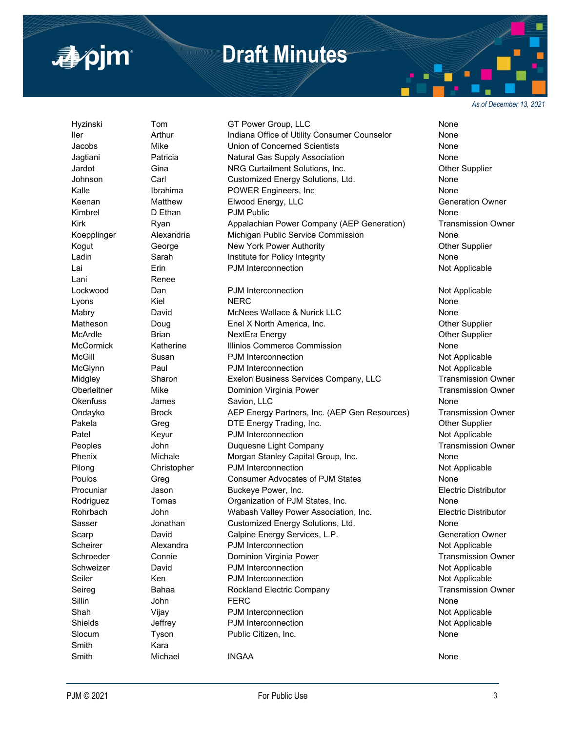| | | | |
|---|---|---|---|
| Hyzinski | Tom | GT Power Group, LLC | None |
| Iler | Arthur | Indiana Office of Utility Consumer Counselor | None |
| Jacobs | Mike | Union of Concerned Scientists | None |
| Jagtiani | Patricia | Natural Gas Supply Association | None |
| Jardot | Gina | NRG Curtailment Solutions, Inc. | Other Supplier |
| Johnson | Carl | Customized Energy Solutions, Ltd. | None |
| Kalle | Ibrahima | POWER Engineers, Inc | None |
| Keenan | Matthew | Elwood Energy, LLC | Generation Owner |
| Kimbrel | D Ethan | PJM Public | None |
| Kirk | Ryan | Appalachian Power Company (AEP Generation) | Transmission Owner |
| Koepplinger | Alexandria | Michigan Public Service Commission | None |
| Kogut | George | New York Power Authority | Other Supplier |
| Ladin | Sarah | Institute for Policy Integrity | None |
| Lai | Erin | PJM Interconnection | Not Applicable |
| Lani | Renee | | |
| Lockwood | Dan | PJM Interconnection | Not Applicable |
| Lyons | Kiel | NERC | None |
| Mabry | David | McNees Wallace & Nurick LLC | None |
| Matheson | Doug | Enel X North America, Inc. | Other Supplier |
| McArdle | Brian | NextEra Energy | Other Supplier |
| McCormick | Katherine | Illinios Commerce Commission | None |
| McGill | Susan | PJM Interconnection | Not Applicable |
| McGlynn | Paul | PJM Interconnection | Not Applicable |
| Midgley | Sharon | Exelon Business Services Company, LLC | Transmission Owner |
| Oberleitner | Mike | Dominion Virginia Power | Transmission Owner |
| Okenfuss | James | Savion, LLC | None |
| Ondayko | Brock | AEP Energy Partners, Inc. (AEP Gen Resources) | Transmission Owner |
| Pakela | Greg | DTE Energy Trading, Inc. | Other Supplier |
| Patel | Keyur | PJM Interconnection | Not Applicable |
| Peoples | John | Duquesne Light Company | Transmission Owner |
| Phenix | Michale | Morgan Stanley Capital Group, Inc. | None |
| Pilong | Christopher | PJM Interconnection | Not Applicable |
| Poulos | Greg | Consumer Advocates of PJM States | None |
| Procuniar | Jason | Buckeye Power, Inc. | Electric Distributor |
| Rodriguez | Tomas | Organization of PJM States, Inc. | None |
| Rohrbach | John | Wabash Valley Power Association, Inc. | Electric Distributor |
| Sasser | Jonathan | Customized Energy Solutions, Ltd. | None |
| Scarp | David | Calpine Energy Services, L.P. | Generation Owner |
| Scheirer | Alexandra | PJM Interconnection | Not Applicable |
| Schroeder | Connie | Dominion Virginia Power | Transmission Owner |
| Schweizer | David | PJM Interconnection | Not Applicable |
| Seiler | Ken | PJM Interconnection | Not Applicable |
| Seireg | Bahaa | Rockland Electric Company | Transmission Owner |
| Sillin | John | FERC | None |
| Shah | Vijay | PJM Interconnection | Not Applicable |
| Shields | Jeffrey | PJM Interconnection | Not Applicable |
| Slocum | Tyson | Public Citizen, Inc. | None |
| Smith | Kara | | |
| Smith | Michael | INGAA | None |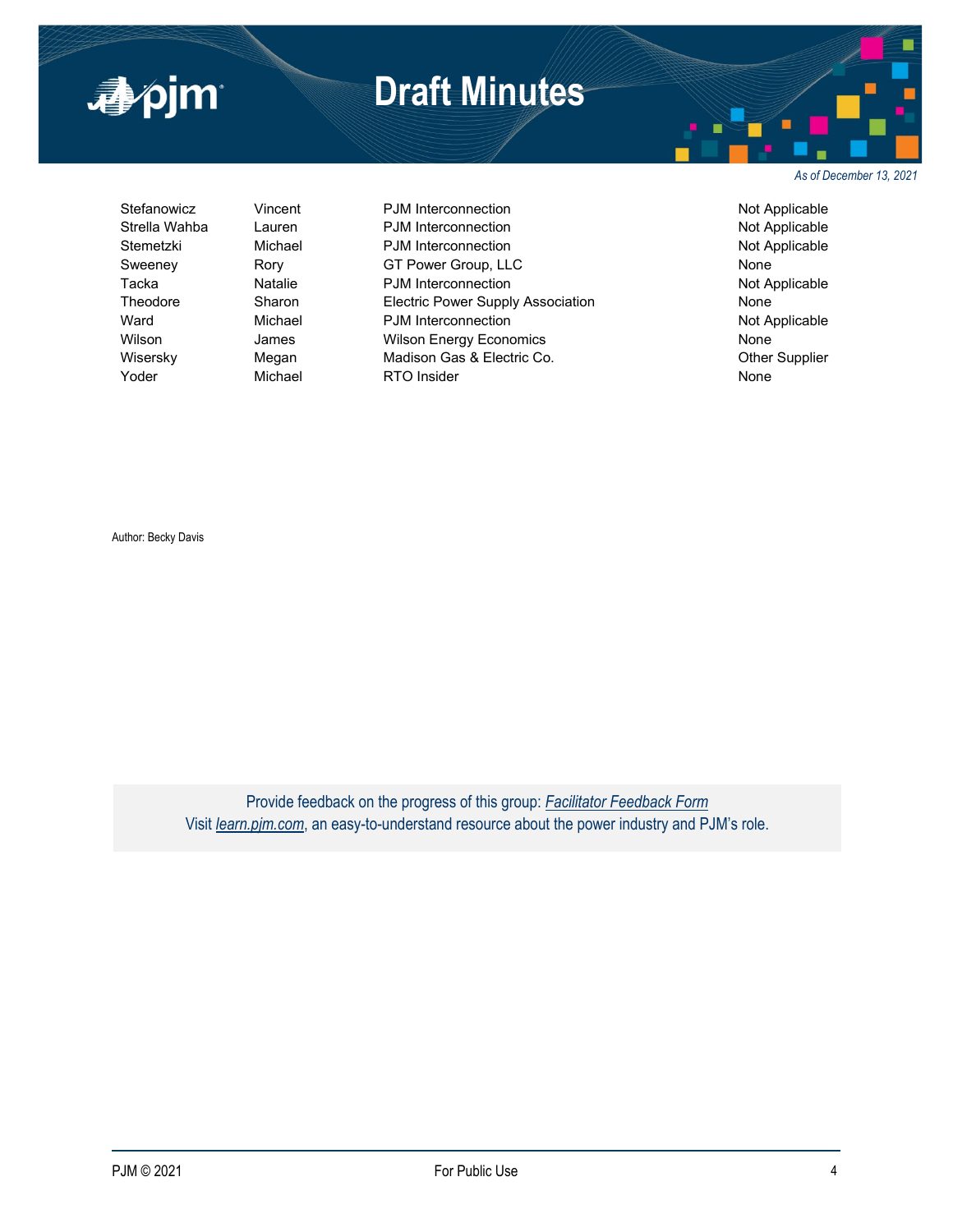| | | | |
|---|---|---|---|
| Stefanowicz | Vincent | PJM Interconnection | Not Applicable |
| Strella Wahba | Lauren | PJM Interconnection | Not Applicable |
| Stemetzki | Michael | PJM Interconnection | Not Applicable |
| Sweeney | Rory | GT Power Group, LLC | None |
| Tacka | Natalie | PJM Interconnection | Not Applicable |
| Theodore | Sharon | Electric Power Supply Association | None |
| Ward | Michael | PJM Interconnection | Not Applicable |
| Wilson | James | Wilson Energy Economics | None |
| Wisersky | Megan | Madison Gas & Electric Co. | Other Supplier |
| Yoder | Michael | RTO Insider | None |

Author: Becky Davis

Provide feedback on the progress of this group: *Facilitator Feedback Form*
Visit *learn.pjm.com*, an easy-to-understand resource about the power industry and PJM's role.